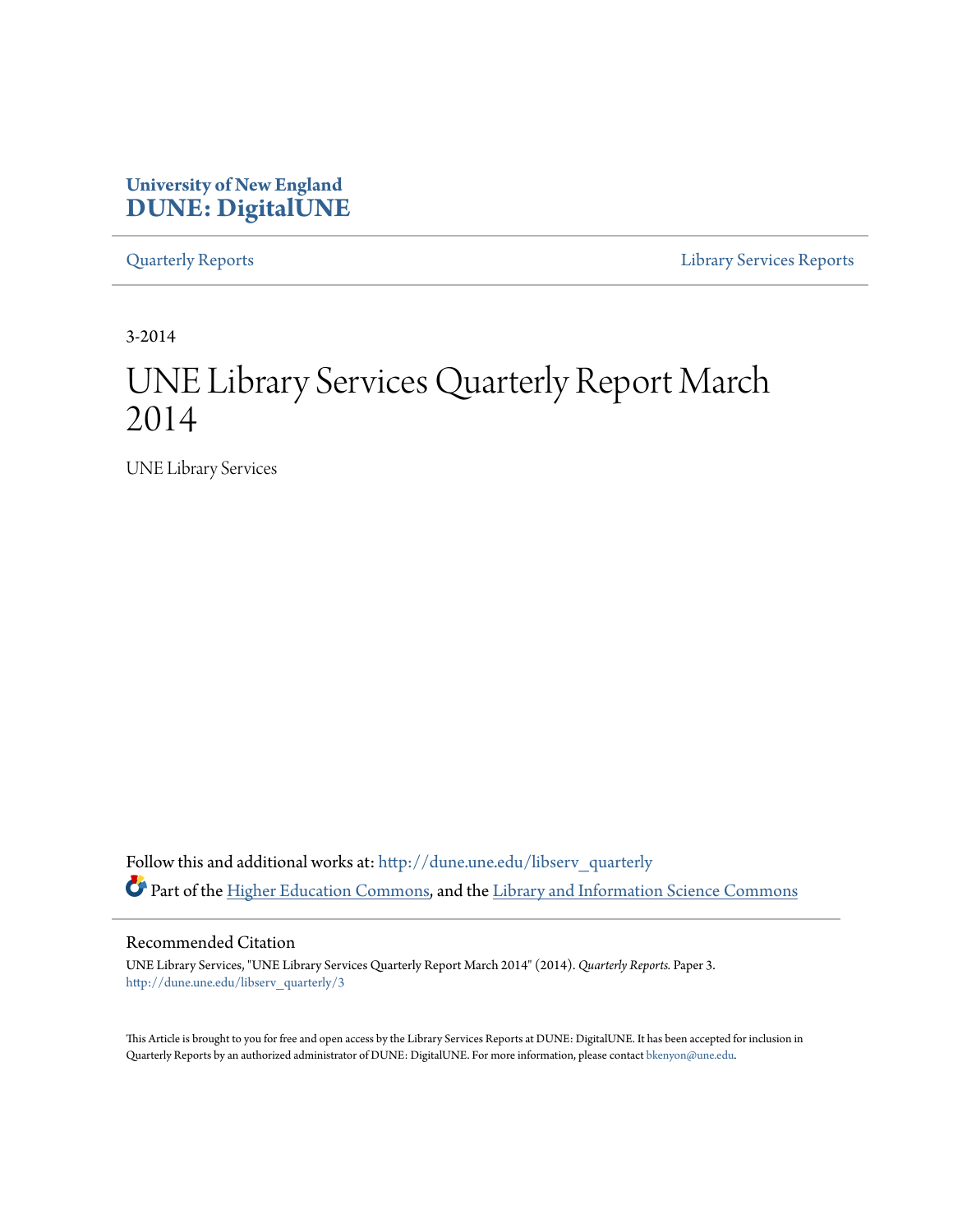University of New England
**DUNE: DigitalUNE**

Quarterly Reports | Library Services Reports

3-2014

# UNE Library Services Quarterly Report March 2014

UNE Library Services

Follow this and additional works at: http://dune.une.edu/libserv_quarterly

Part of the Higher Education Commons, and the Library and Information Science Commons

## Recommended Citation

UNE Library Services, "UNE Library Services Quarterly Report March 2014" (2014). *Quarterly Reports.* Paper 3.
http://dune.une.edu/libserv_quarterly/3

This Article is brought to you for free and open access by the Library Services Reports at DUNE: DigitalUNE. It has been accepted for inclusion in Quarterly Reports by an authorized administrator of DUNE: DigitalUNE. For more information, please contact bkenyon@une.edu.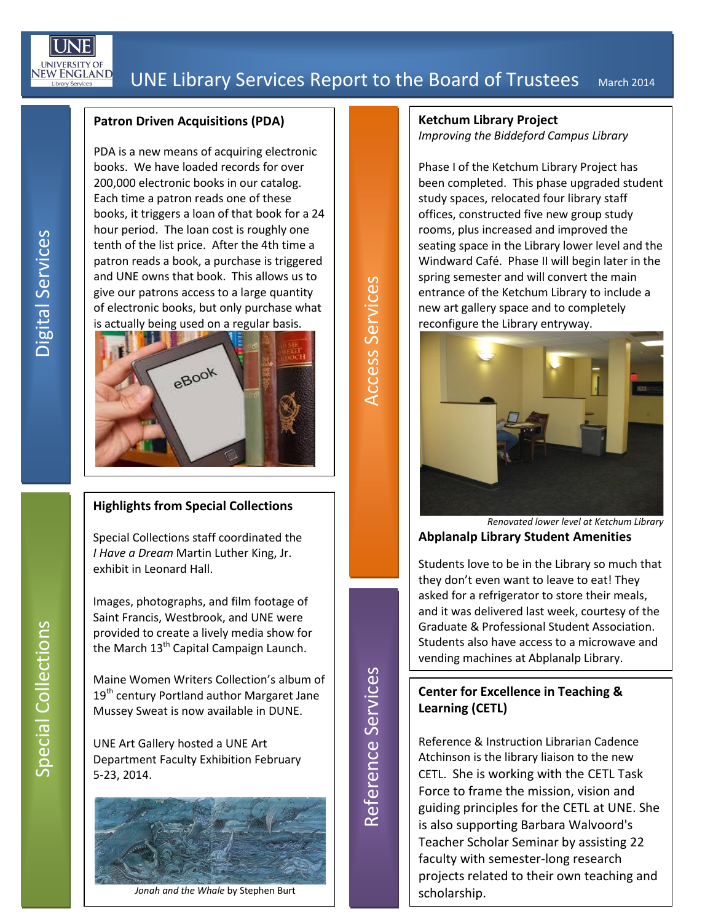# UNE Library Services Report to the Board of Trustees

March 2014

## Digital Services

### Patron Driven Acquisitions (PDA)

PDA is a new means of acquiring electronic books. We have loaded records for over 200,000 electronic books in our catalog. Each time a patron reads one of these books, it triggers a loan of that book for a 24 hour period. The loan cost is roughly one tenth of the list price. After the 4th time a patron reads a book, a purchase is triggered and UNE owns that book. This allows us to give our patrons access to a large quantity of electronic books, but only purchase what is actually being used on a regular basis.

## Special Collections

### Highlights from Special Collections

Special Collections staff coordinated the *I Have a Dream* Martin Luther King, Jr. exhibit in Leonard Hall.

Images, photographs, and film footage of Saint Francis, Westbrook, and UNE were provided to create a lively media show for the March 13th Capital Campaign Launch.

Maine Women Writers Collection's album of 19th century Portland author Margaret Jane Mussey Sweat is now available in DUNE.

UNE Art Gallery hosted a UNE Art Department Faculty Exhibition February 5-23, 2014.

*Jonah and the Whale* by Stephen Burt

## Access Services

### Ketchum Library Project

*Improving the Biddeford Campus Library*

Phase I of the Ketchum Library Project has been completed. This phase upgraded student study spaces, relocated four library staff offices, constructed five new group study rooms, plus increased and improved the seating space in the Library lower level and the Windward Café. Phase II will begin later in the spring semester and will convert the main entrance of the Ketchum Library to include a new art gallery space and to completely reconfigure the Library entryway.

*Renovated lower level at Ketchum Library*

### Abplanalp Library Student Amenities

Students love to be in the Library so much that they don't even want to leave to eat! They asked for a refrigerator to store their meals, and it was delivered last week, courtesy of the Graduate & Professional Student Association. Students also have access to a microwave and vending machines at Abplanalp Library.

## Reference Services

### Center for Excellence in Teaching & Learning (CETL)

Reference & Instruction Librarian Cadence Atchinson is the library liaison to the new CETL. She is working with the CETL Task Force to frame the mission, vision and guiding principles for the CETL at UNE. She is also supporting Barbara Walvoord's Teacher Scholar Seminar by assisting 22 faculty with semester-long research projects related to their own teaching and scholarship.